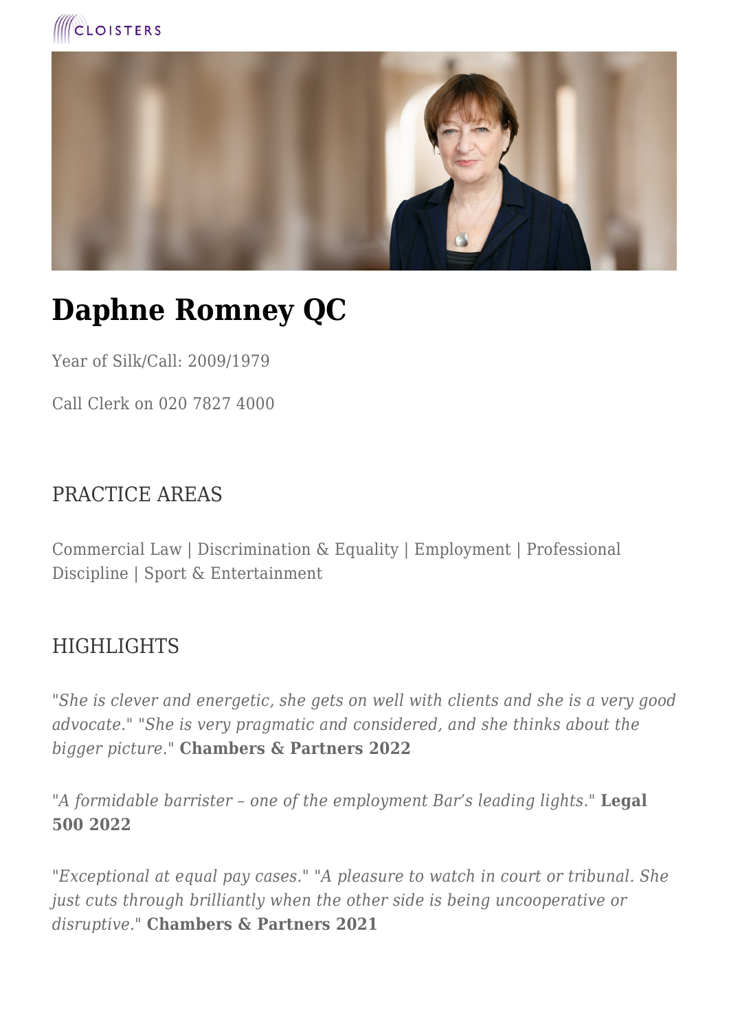# Daphne Romney QC

Year of Silk/Call: 2009/1979

Call Clerk on 020 7827 4000

## PRACTICE AREAS

Commercial Law | Discrimination & Equality | Employment | Professional Discipline | Sport & Entertainment

## HIGHLIGHTS

*"She is clever and energetic, she gets on well with clients and she is a very good advocate." "She is very pragmatic and considered, and she thinks about the bigger picture."* **Chambers & Partners 2022**

*"A formidable barrister – one of the employment Bar's leading lights."* **Legal 500 2022**

*"Exceptional at equal pay cases." "A pleasure to watch in court or tribunal. She just cuts through brilliantly when the other side is being uncooperative or disruptive."* **Chambers & Partners 2021**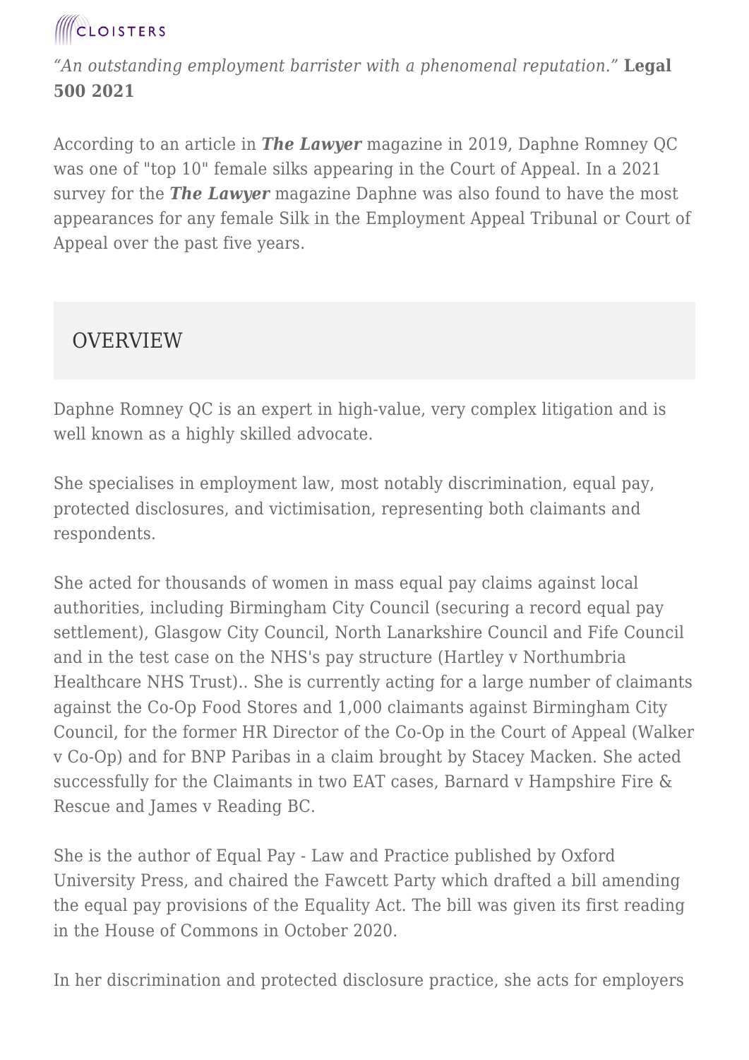*"An outstanding employment barrister with a phenomenal reputation."* **Legal 500 2021**

According to an article in ***The Lawyer*** magazine in 2019, Daphne Romney QC was one of "top 10" female silks appearing in the Court of Appeal. In a 2021 survey for the ***The Lawyer*** magazine Daphne was also found to have the most appearances for any female Silk in the Employment Appeal Tribunal or Court of Appeal over the past five years.

## OVERVIEW

Daphne Romney QC is an expert in high-value, very complex litigation and is well known as a highly skilled advocate.

She specialises in employment law, most notably discrimination, equal pay, protected disclosures, and victimisation, representing both claimants and respondents.

She acted for thousands of women in mass equal pay claims against local authorities, including Birmingham City Council (securing a record equal pay settlement), Glasgow City Council, North Lanarkshire Council and Fife Council and in the test case on the NHS's pay structure (Hartley v Northumbria Healthcare NHS Trust).. She is currently acting for a large number of claimants against the Co-Op Food Stores and 1,000 claimants against Birmingham City Council, for the former HR Director of the Co-Op in the Court of Appeal (Walker v Co-Op) and for BNP Paribas in a claim brought by Stacey Macken. She acted successfully for the Claimants in two EAT cases, Barnard v Hampshire Fire & Rescue and James v Reading BC.

She is the author of Equal Pay - Law and Practice published by Oxford University Press, and chaired the Fawcett Party which drafted a bill amending the equal pay provisions of the Equality Act. The bill was given its first reading in the House of Commons in October 2020.

In her discrimination and protected disclosure practice, she acts for employers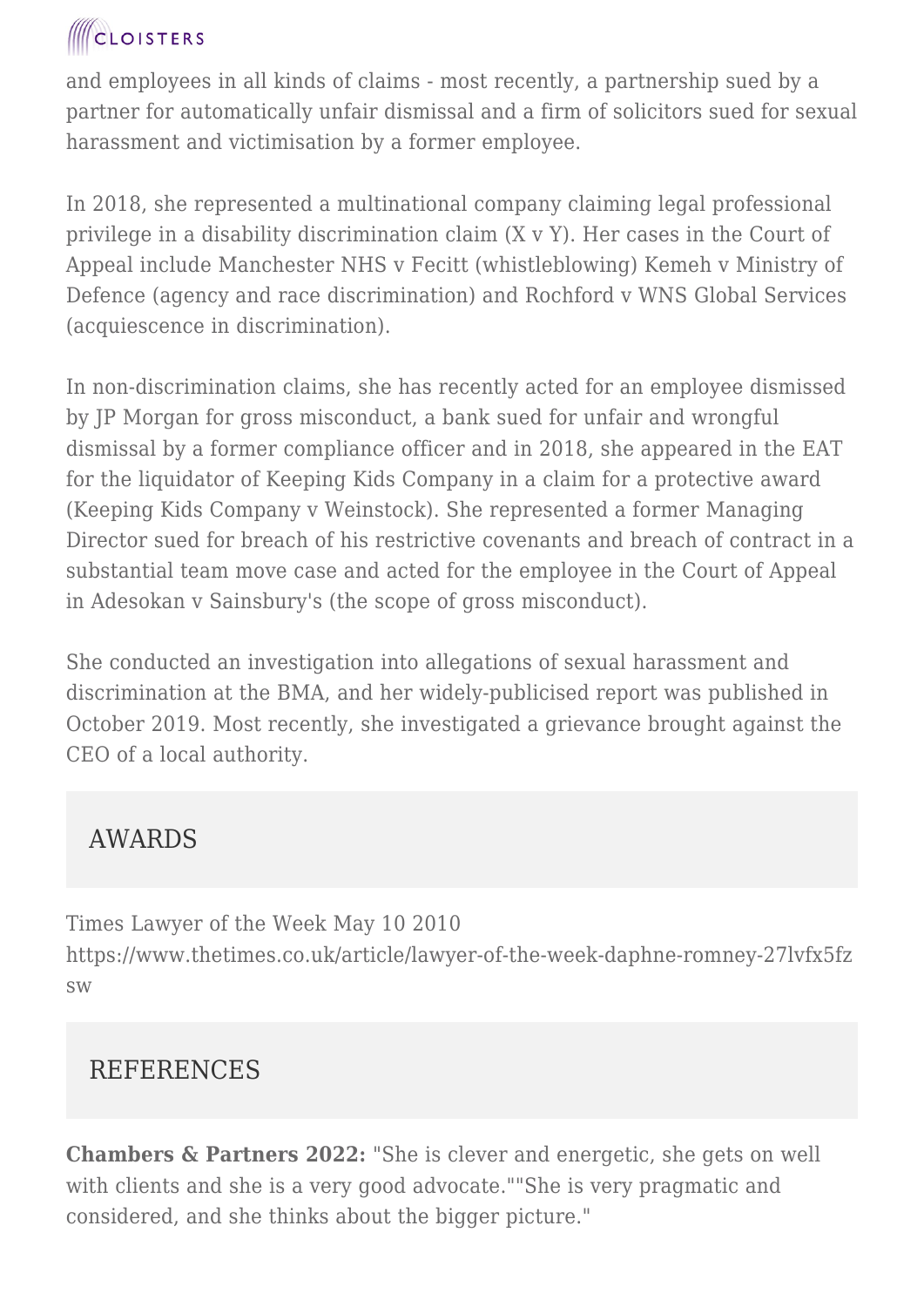and employees in all kinds of claims - most recently, a partnership sued by a partner for automatically unfair dismissal and a firm of solicitors sued for sexual harassment and victimisation by a former employee.

In 2018, she represented a multinational company claiming legal professional privilege in a disability discrimination claim (X v Y). Her cases in the Court of Appeal include Manchester NHS v Fecitt (whistleblowing) Kemeh v Ministry of Defence (agency and race discrimination) and Rochford v WNS Global Services (acquiescence in discrimination).

In non-discrimination claims, she has recently acted for an employee dismissed by JP Morgan for gross misconduct, a bank sued for unfair and wrongful dismissal by a former compliance officer and in 2018, she appeared in the EAT for the liquidator of Keeping Kids Company in a claim for a protective award (Keeping Kids Company v Weinstock). She represented a former Managing Director sued for breach of his restrictive covenants and breach of contract in a substantial team move case and acted for the employee in the Court of Appeal in Adesokan v Sainsbury's (the scope of gross misconduct).

She conducted an investigation into allegations of sexual harassment and discrimination at the BMA, and her widely-publicised report was published in October 2019. Most recently, she investigated a grievance brought against the CEO of a local authority.

## AWARDS

Times Lawyer of the Week May 10 2010
https://www.thetimes.co.uk/article/lawyer-of-the-week-daphne-romney-27lvfx5fzsw

## REFERENCES

**Chambers & Partners 2022:** "She is clever and energetic, she gets on well with clients and she is a very good advocate.""She is very pragmatic and considered, and she thinks about the bigger picture."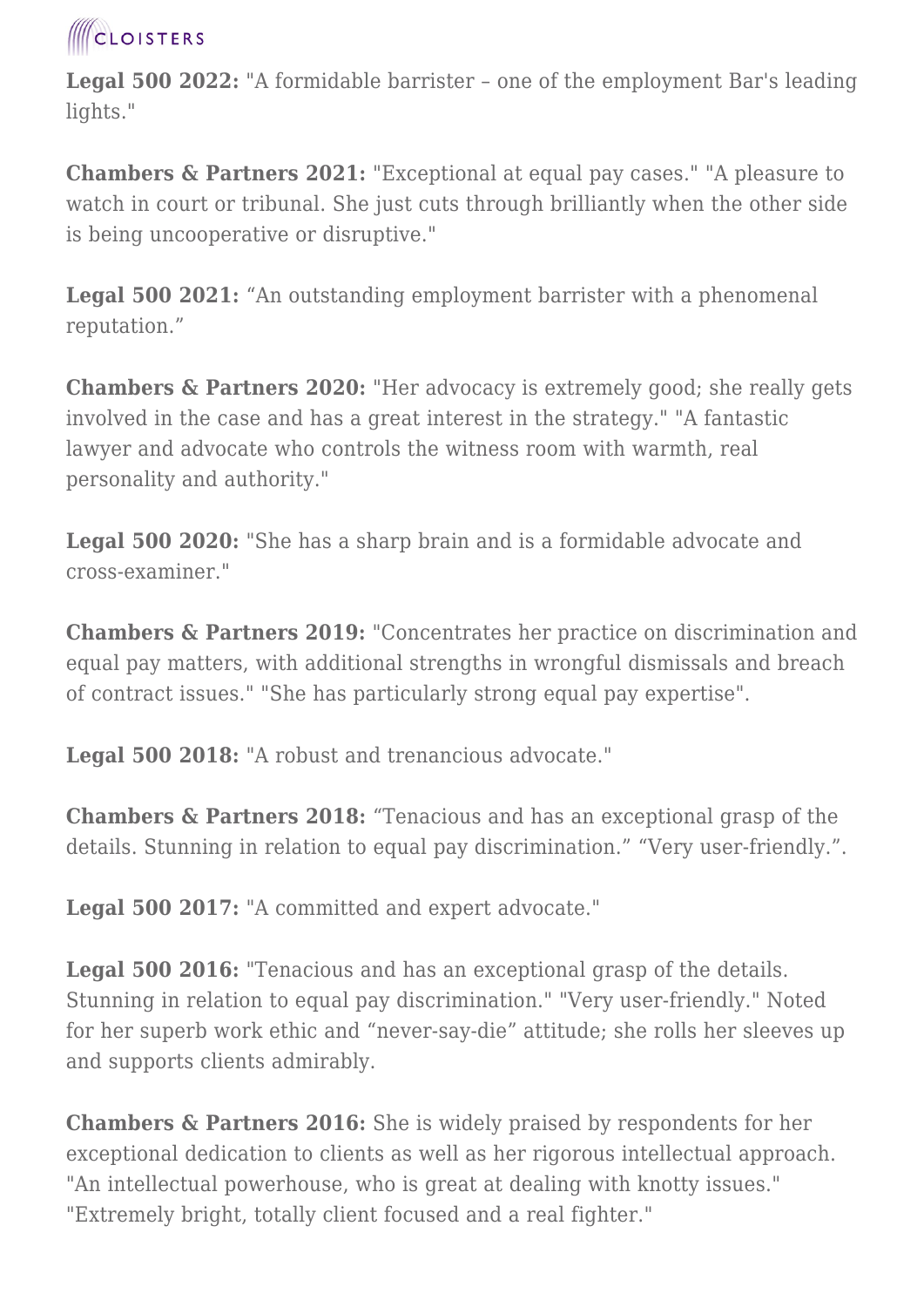**Legal 500 2022:** "A formidable barrister – one of the employment Bar's leading lights."

**Chambers & Partners 2021:** "Exceptional at equal pay cases." "A pleasure to watch in court or tribunal. She just cuts through brilliantly when the other side is being uncooperative or disruptive."

**Legal 500 2021:** “An outstanding employment barrister with a phenomenal reputation.”

**Chambers & Partners 2020:** "Her advocacy is extremely good; she really gets involved in the case and has a great interest in the strategy." "A fantastic lawyer and advocate who controls the witness room with warmth, real personality and authority."

**Legal 500 2020:** "She has a sharp brain and is a formidable advocate and cross-examiner."

**Chambers & Partners 2019:** "Concentrates her practice on discrimination and equal pay matters, with additional strengths in wrongful dismissals and breach of contract issues." "She has particularly strong equal pay expertise".

**Legal 500 2018:** "A robust and trenancious advocate."

**Chambers & Partners 2018:** “Tenacious and has an exceptional grasp of the details. Stunning in relation to equal pay discrimination.” “Very user-friendly.”.

**Legal 500 2017:** "A committed and expert advocate."

**Legal 500 2016:** "Tenacious and has an exceptional grasp of the details. Stunning in relation to equal pay discrimination." "Very user-friendly." Noted for her superb work ethic and “never-say-die” attitude; she rolls her sleeves up and supports clients admirably.

**Chambers & Partners 2016:** She is widely praised by respondents for her exceptional dedication to clients as well as her rigorous intellectual approach. "An intellectual powerhouse, who is great at dealing with knotty issues." "Extremely bright, totally client focused and a real fighter."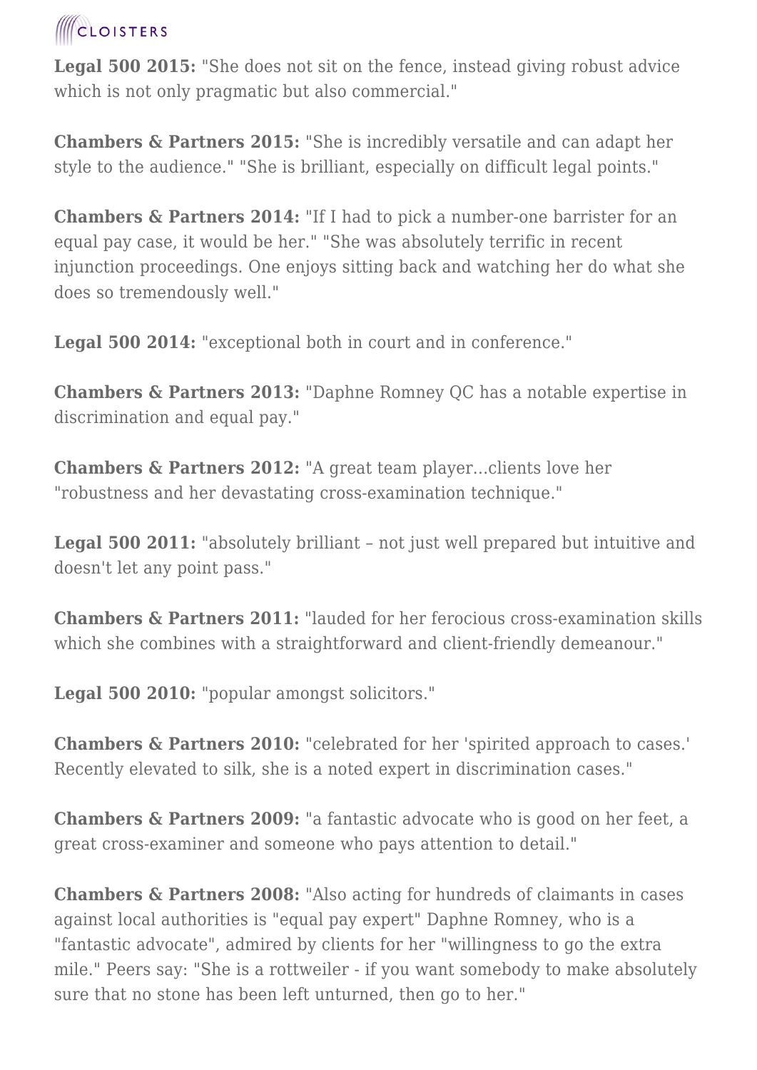**Legal 500 2015:** "She does not sit on the fence, instead giving robust advice which is not only pragmatic but also commercial."

**Chambers & Partners 2015:** "She is incredibly versatile and can adapt her style to the audience." "She is brilliant, especially on difficult legal points."

**Chambers & Partners 2014:** "If I had to pick a number-one barrister for an equal pay case, it would be her." "She was absolutely terrific in recent injunction proceedings. One enjoys sitting back and watching her do what she does so tremendously well."

**Legal 500 2014:** "exceptional both in court and in conference."

**Chambers & Partners 2013:** "Daphne Romney QC has a notable expertise in discrimination and equal pay."

**Chambers & Partners 2012:** "A great team player...clients love her "robustness and her devastating cross-examination technique."

**Legal 500 2011:** "absolutely brilliant – not just well prepared but intuitive and doesn't let any point pass."

**Chambers & Partners 2011:** "lauded for her ferocious cross-examination skills which she combines with a straightforward and client-friendly demeanour."

**Legal 500 2010:** "popular amongst solicitors."

**Chambers & Partners 2010:** "celebrated for her 'spirited approach to cases.' Recently elevated to silk, she is a noted expert in discrimination cases."

**Chambers & Partners 2009:** "a fantastic advocate who is good on her feet, a great cross-examiner and someone who pays attention to detail."

**Chambers & Partners 2008:** "Also acting for hundreds of claimants in cases against local authorities is "equal pay expert" Daphne Romney, who is a "fantastic advocate", admired by clients for her "willingness to go the extra mile." Peers say: "She is a rottweiler - if you want somebody to make absolutely sure that no stone has been left unturned, then go to her."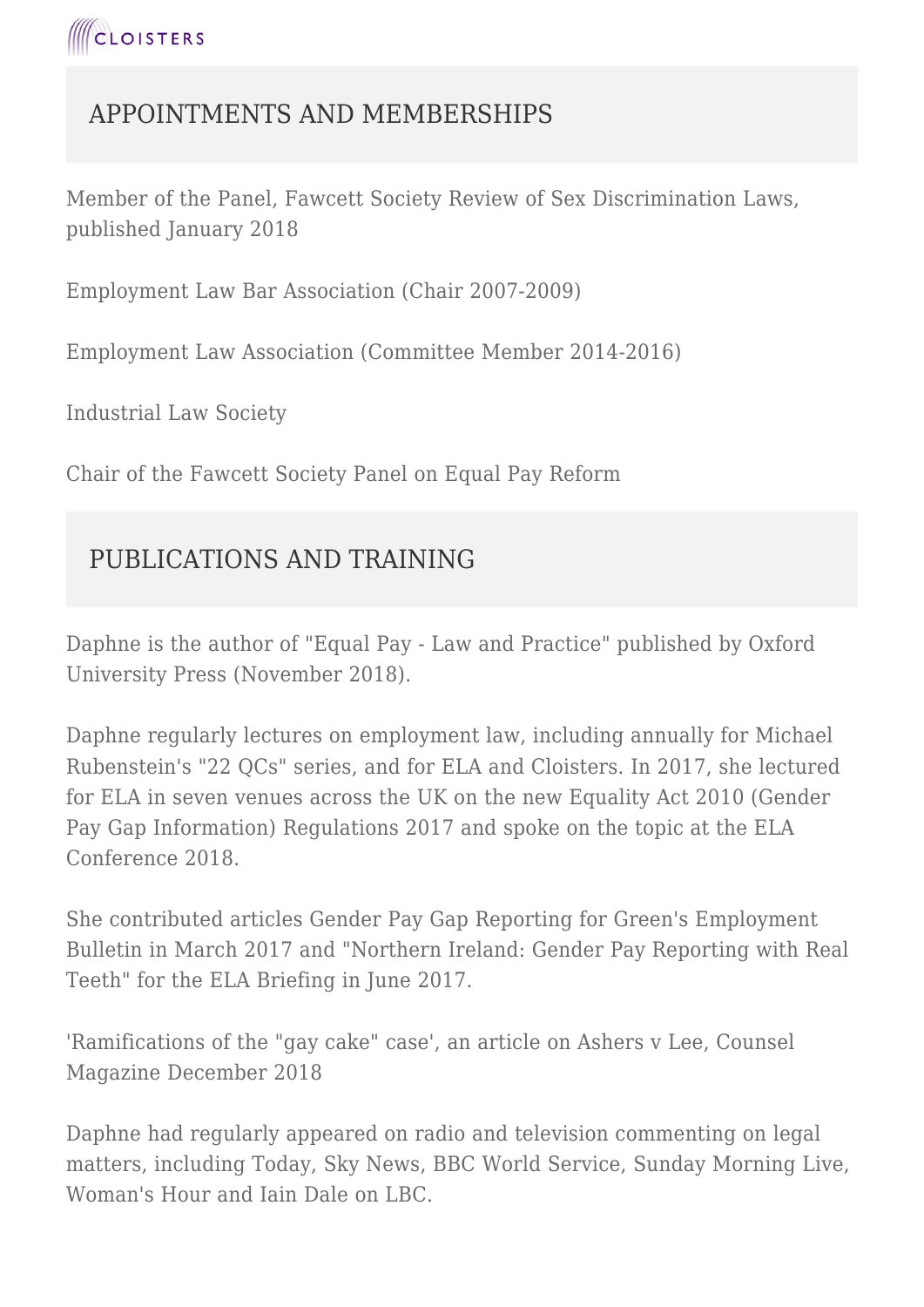## APPOINTMENTS AND MEMBERSHIPS

Member of the Panel, Fawcett Society Review of Sex Discrimination Laws, published January 2018

Employment Law Bar Association (Chair 2007-2009)

Employment Law Association (Committee Member 2014-2016)

Industrial Law Society

Chair of the Fawcett Society Panel on Equal Pay Reform

## PUBLICATIONS AND TRAINING

Daphne is the author of "Equal Pay - Law and Practice" published by Oxford University Press (November 2018).

Daphne regularly lectures on employment law, including annually for Michael Rubenstein's "22 QCs" series, and for ELA and Cloisters. In 2017, she lectured for ELA in seven venues across the UK on the new Equality Act 2010 (Gender Pay Gap Information) Regulations 2017 and spoke on the topic at the ELA Conference 2018.

She contributed articles Gender Pay Gap Reporting for Green's Employment Bulletin in March 2017 and "Northern Ireland: Gender Pay Reporting with Real Teeth" for the ELA Briefing in June 2017.

'Ramifications of the "gay cake" case', an article on Ashers v Lee, Counsel Magazine December 2018

Daphne had regularly appeared on radio and television commenting on legal matters, including Today, Sky News, BBC World Service, Sunday Morning Live, Woman's Hour and Iain Dale on LBC.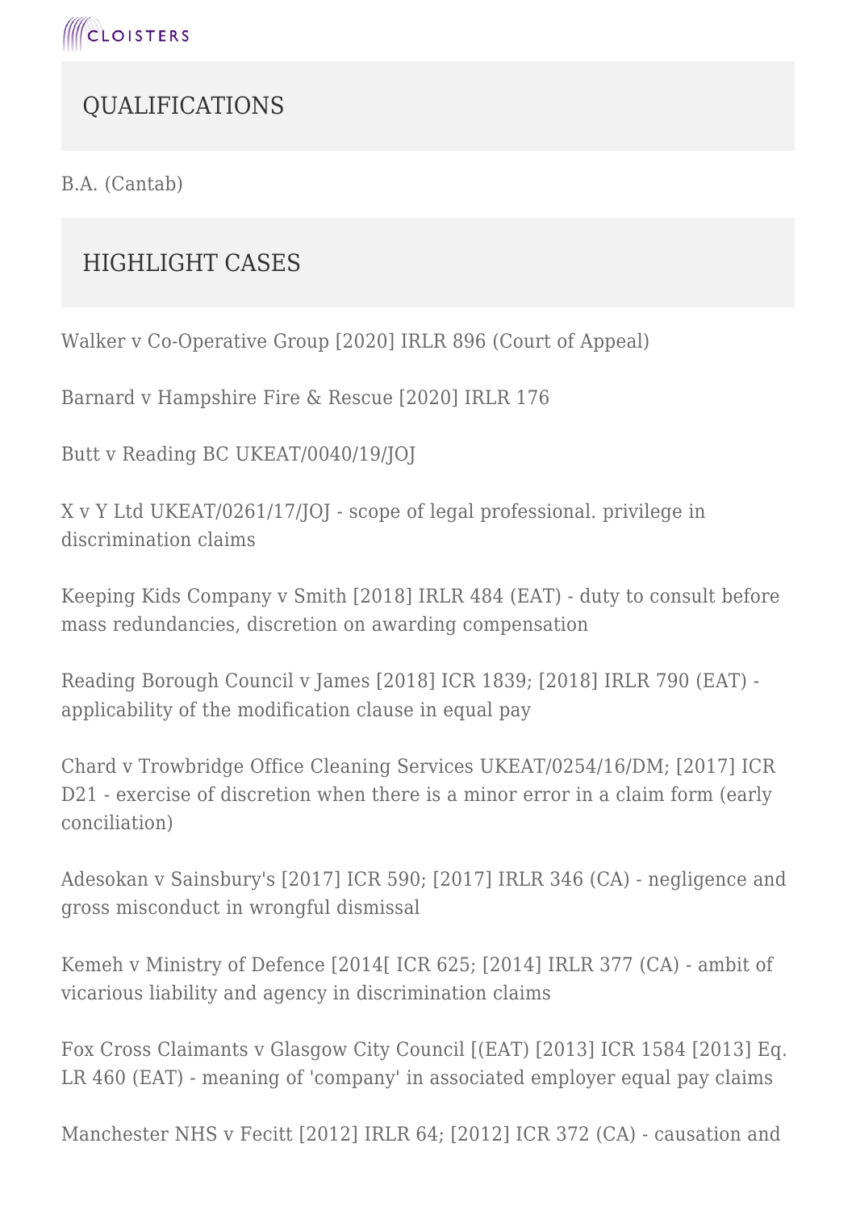## QUALIFICATIONS

B.A. (Cantab)

## HIGHLIGHT CASES

Walker v Co-Operative Group [2020] IRLR 896 (Court of Appeal)

Barnard v Hampshire Fire & Rescue [2020] IRLR 176

Butt v Reading BC UKEAT/0040/19/JOJ

X v Y Ltd UKEAT/0261/17/JOJ - scope of legal professional. privilege in discrimination claims

Keeping Kids Company v Smith [2018] IRLR 484 (EAT) - duty to consult before mass redundancies, discretion on awarding compensation

Reading Borough Council v James [2018] ICR 1839; [2018] IRLR 790 (EAT) - applicability of the modification clause in equal pay

Chard v Trowbridge Office Cleaning Services UKEAT/0254/16/DM; [2017] ICR D21 - exercise of discretion when there is a minor error in a claim form (early conciliation)

Adesokan v Sainsbury's [2017] ICR 590; [2017] IRLR 346 (CA) - negligence and gross misconduct in wrongful dismissal

Kemeh v Ministry of Defence [2014[ ICR 625; [2014] IRLR 377 (CA) - ambit of vicarious liability and agency in discrimination claims

Fox Cross Claimants v Glasgow City Council [(EAT) [2013] ICR 1584 [2013] Eq. LR 460 (EAT) - meaning of 'company' in associated employer equal pay claims

Manchester NHS v Fecitt [2012] IRLR 64; [2012] ICR 372 (CA) - causation and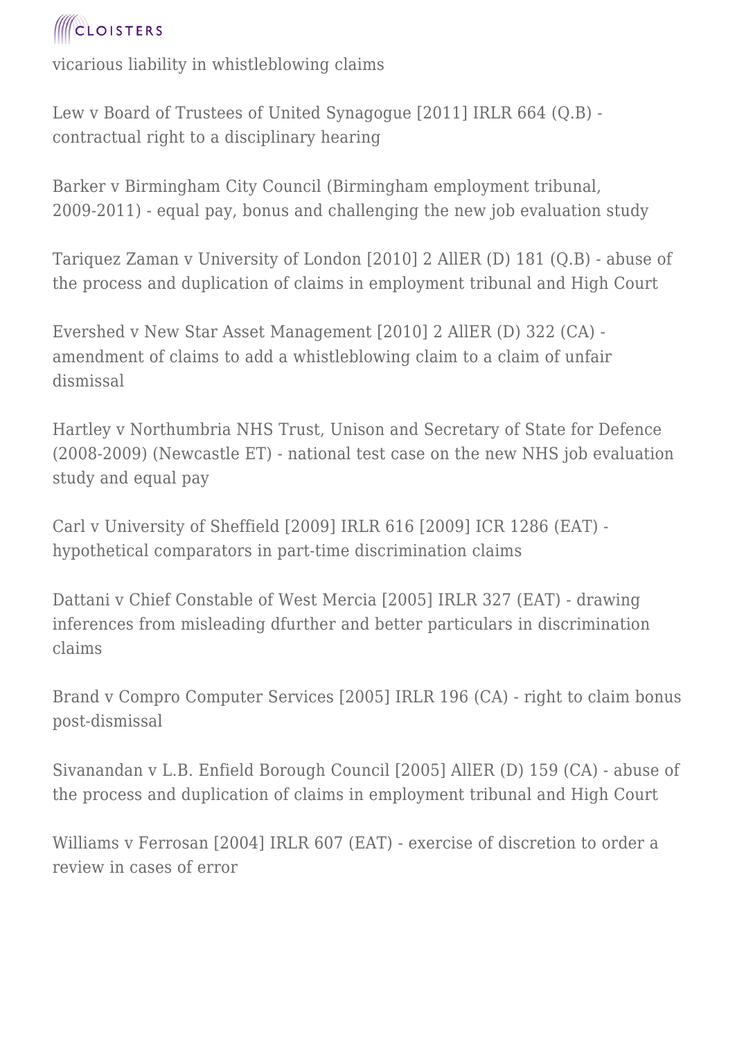vicarious liability in whistleblowing claims

Lew v Board of Trustees of United Synagogue [2011] IRLR 664 (Q.B) - contractual right to a disciplinary hearing

Barker v Birmingham City Council (Birmingham employment tribunal, 2009-2011) - equal pay, bonus and challenging the new job evaluation study

Tariquez Zaman v University of London [2010] 2 AllER (D) 181 (Q.B) - abuse of the process and duplication of claims in employment tribunal and High Court

Evershed v New Star Asset Management [2010] 2 AllER (D) 322 (CA) - amendment of claims to add a whistleblowing claim to a claim of unfair dismissal

Hartley v Northumbria NHS Trust, Unison and Secretary of State for Defence (2008-2009) (Newcastle ET) - national test case on the new NHS job evaluation study and equal pay

Carl v University of Sheffield [2009] IRLR 616 [2009] ICR 1286 (EAT) - hypothetical comparators in part-time discrimination claims

Dattani v Chief Constable of West Mercia [2005] IRLR 327 (EAT) - drawing inferences from misleading dfurther and better particulars in discrimination claims

Brand v Compro Computer Services [2005] IRLR 196 (CA) - right to claim bonus post-dismissal

Sivanandan v L.B. Enfield Borough Council [2005] AllER (D) 159 (CA) - abuse of the process and duplication of claims in employment tribunal and High Court

Williams v Ferrosan [2004] IRLR 607 (EAT) - exercise of discretion to order a review in cases of error